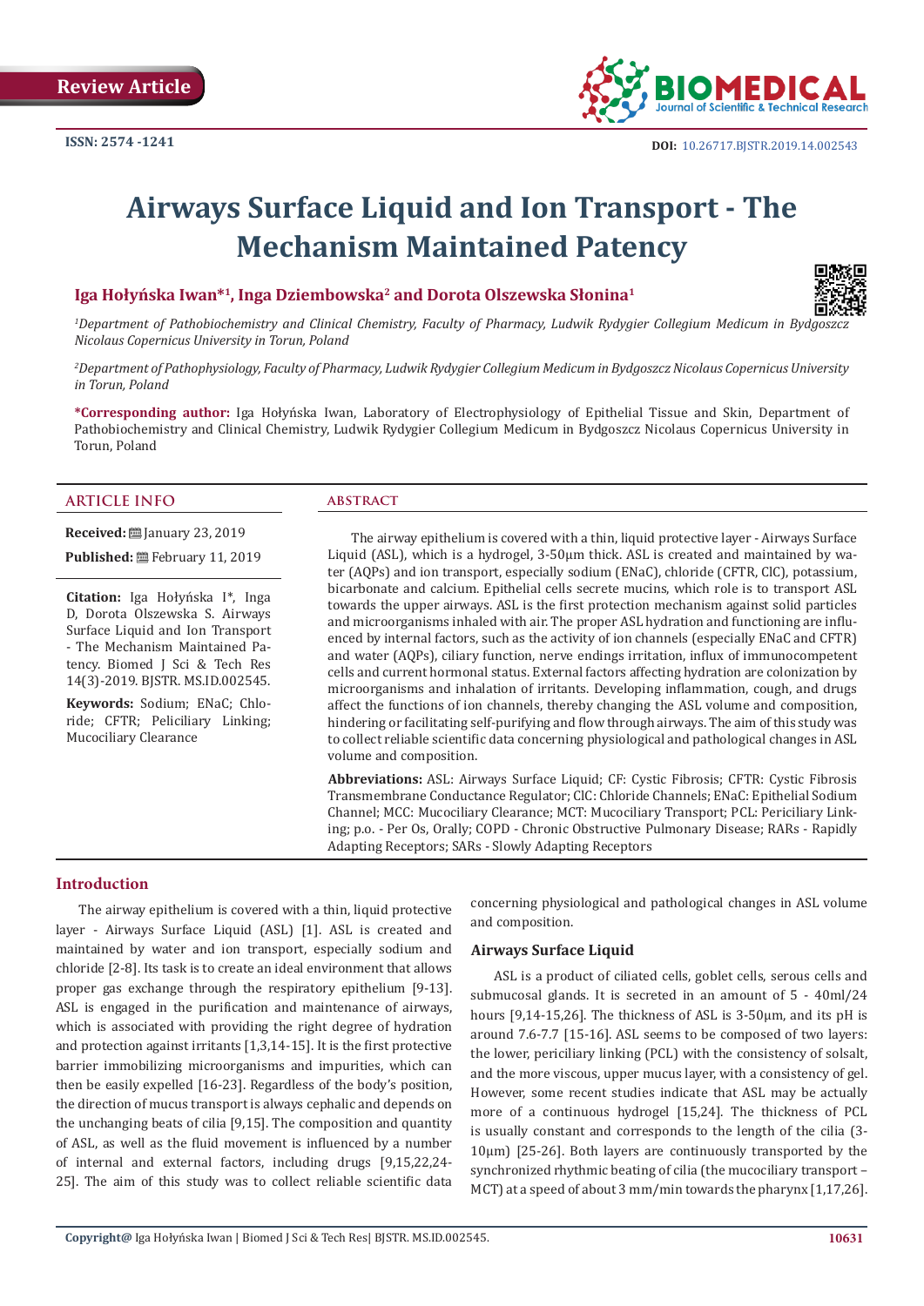Review Article

ISSN: 2574 -1241

DOI: 10.26717.BJSTR.2019.14.002543

# Airways Surface Liquid and Ion Transport - The Mechanism Maintained Patency

**Iga Hołyńska Iwan*[1], Inga Dziembowska[2] and Dorota Olszewska Słonina[1]**

*[1]Department of Pathobiochemistry and Clinical Chemistry, Faculty of Pharmacy, Ludwik Rydygier Collegium Medicum in Bydgoszcz Nicolaus Copernicus University in Torun, Poland*

*[2]Department of Pathophysiology, Faculty of Pharmacy, Ludwik Rydygier Collegium Medicum in Bydgoszcz Nicolaus Copernicus University in Torun, Poland*

**\*Corresponding author:** Iga Hołyńska Iwan, Laboratory of Electrophysiology of Epithelial Tissue and Skin, Department of Pathobiochemistry and Clinical Chemistry, Ludwik Rydygier Collegium Medicum in Bydgoszcz Nicolaus Copernicus University in Torun, Poland

## ARTICLE INFO

**Received:** January 23, 2019

**Published:** February 11, 2019

**Citation:** Iga Hołyńska I\*, Inga D, Dorota Olszewska S. Airways Surface Liquid and Ion Transport - The Mechanism Maintained Patency. Biomed J Sci & Tech Res 14(3)-2019. BJSTR. MS.ID.002545.

**Keywords:** Sodium; ENaC; Chloride; CFTR; Peliciliary Linking; Mucociliary Clearance

## ABSTRACT

The airway epithelium is covered with a thin, liquid protective layer - Airways Surface Liquid (ASL), which is a hydrogel, 3-50μm thick. ASL is created and maintained by water (AQPs) and ion transport, especially sodium (ENaC), chloride (CFTR, ClC), potassium, bicarbonate and calcium. Epithelial cells secrete mucins, which role is to transport ASL towards the upper airways. ASL is the first protection mechanism against solid particles and microorganisms inhaled with air. The proper ASL hydration and functioning are influenced by internal factors, such as the activity of ion channels (especially ENaC and CFTR) and water (AQPs), ciliary function, nerve endings irritation, influx of immunocompetent cells and current hormonal status. External factors affecting hydration are colonization by microorganisms and inhalation of irritants. Developing inflammation, cough, and drugs affect the functions of ion channels, thereby changing the ASL volume and composition, hindering or facilitating self-purifying and flow through airways. The aim of this study was to collect reliable scientific data concerning physiological and pathological changes in ASL volume and composition.

**Abbreviations:** ASL: Airways Surface Liquid; CF: Cystic Fibrosis; CFTR: Cystic Fibrosis Transmembrane Conductance Regulator; ClC: Chloride Channels; ENaC: Epithelial Sodium Channel; MCC: Mucociliary Clearance; MCT: Mucociliary Transport; PCL: Periciliary Linking; p.o. - Per Os, Orally; COPD - Chronic Obstructive Pulmonary Disease; RARs - Rapidly Adapting Receptors; SARs - Slowly Adapting Receptors

## Introduction

The airway epithelium is covered with a thin, liquid protective layer - Airways Surface Liquid (ASL) [1]. ASL is created and maintained by water and ion transport, especially sodium and chloride [2-8]. Its task is to create an ideal environment that allows proper gas exchange through the respiratory epithelium [9-13]. ASL is engaged in the purification and maintenance of airways, which is associated with providing the right degree of hydration and protection against irritants [1,3,14-15]. It is the first protective barrier immobilizing microorganisms and impurities, which can then be easily expelled [16-23]. Regardless of the body's position, the direction of mucus transport is always cephalic and depends on the unchanging beats of cilia [9,15]. The composition and quantity of ASL, as well as the fluid movement is influenced by a number of internal and external factors, including drugs [9,15,22,24-25]. The aim of this study was to collect reliable scientific data concerning physiological and pathological changes in ASL volume and composition.

### Airways Surface Liquid

ASL is a product of ciliated cells, goblet cells, serous cells and submucosal glands. It is secreted in an amount of 5 - 40ml/24 hours [9,14-15,26]. The thickness of ASL is 3-50μm, and its pH is around 7.6-7.7 [15-16]. ASL seems to be composed of two layers: the lower, periciliary linking (PCL) with the consistency of solsalt, and the more viscous, upper mucus layer, with a consistency of gel. However, some recent studies indicate that ASL may be actually more of a continuous hydrogel [15,24]. The thickness of PCL is usually constant and corresponds to the length of the cilia (3-10μm) [25-26]. Both layers are continuously transported by the synchronized rhythmic beating of cilia (the mucociliary transport – MCT) at a speed of about 3 mm/min towards the pharynx [1,17,26].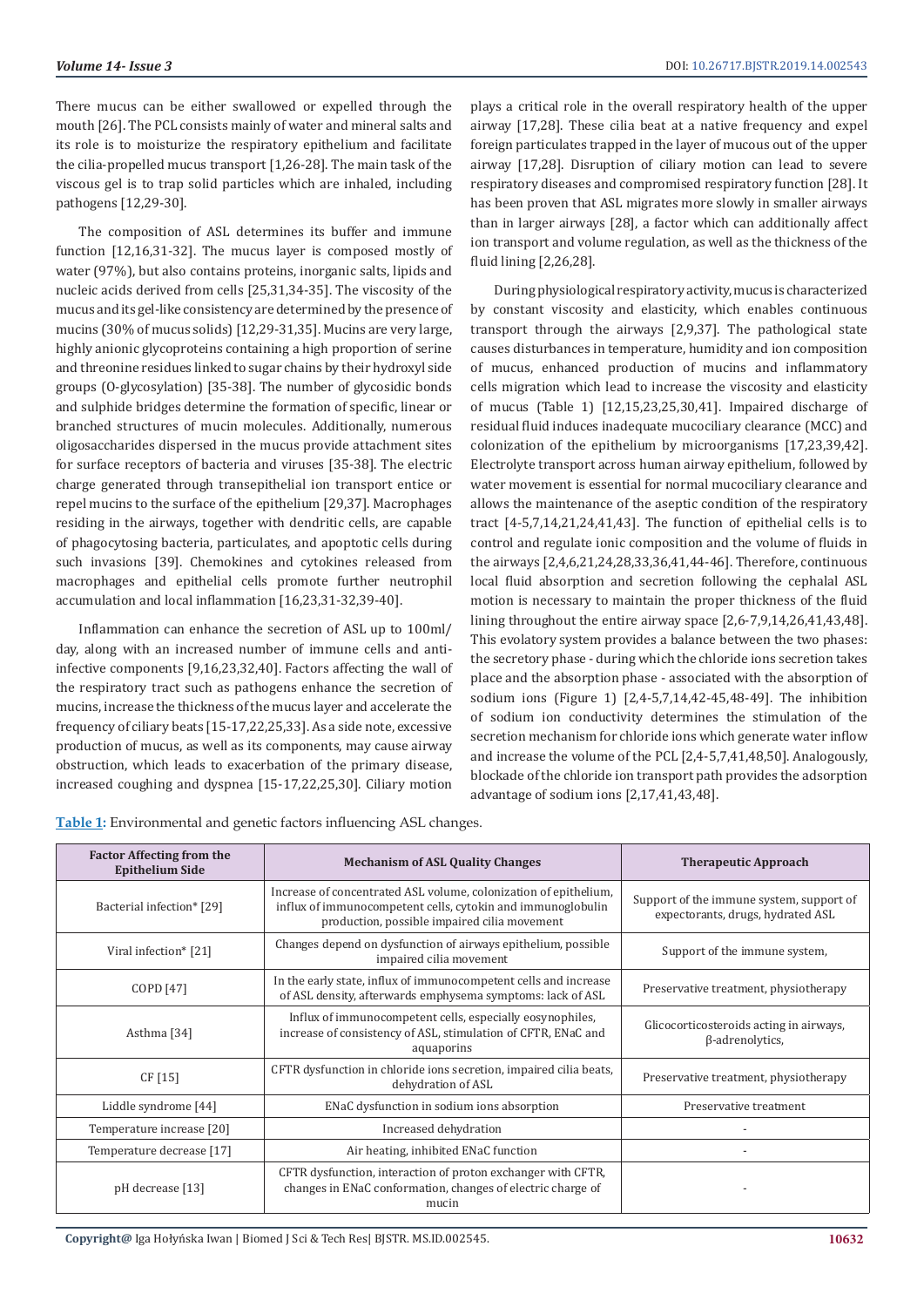There mucus can be either swallowed or expelled through the mouth [26]. The PCL consists mainly of water and mineral salts and its role is to moisturize the respiratory epithelium and facilitate the cilia-propelled mucus transport [1,26-28]. The main task of the viscous gel is to trap solid particles which are inhaled, including pathogens [12,29-30].

The composition of ASL determines its buffer and immune function [12,16,31-32]. The mucus layer is composed mostly of water (97%), but also contains proteins, inorganic salts, lipids and nucleic acids derived from cells [25,31,34-35]. The viscosity of the mucus and its gel-like consistency are determined by the presence of mucins (30% of mucus solids) [12,29-31,35]. Mucins are very large, highly anionic glycoproteins containing a high proportion of serine and threonine residues linked to sugar chains by their hydroxyl side groups (O-glycosylation) [35-38]. The number of glycosidic bonds and sulphide bridges determine the formation of specific, linear or branched structures of mucin molecules. Additionally, numerous oligosaccharides dispersed in the mucus provide attachment sites for surface receptors of bacteria and viruses [35-38]. The electric charge generated through transepithelial ion transport entice or repel mucins to the surface of the epithelium [29,37]. Macrophages residing in the airways, together with dendritic cells, are capable of phagocytosing bacteria, particulates, and apoptotic cells during such invasions [39]. Chemokines and cytokines released from macrophages and epithelial cells promote further neutrophil accumulation and local inflammation [16,23,31-32,39-40].

Inflammation can enhance the secretion of ASL up to 100ml/day, along with an increased number of immune cells and anti-infective components [9,16,23,32,40]. Factors affecting the wall of the respiratory tract such as pathogens enhance the secretion of mucins, increase the thickness of the mucus layer and accelerate the frequency of ciliary beats [15-17,22,25,33]. As a side note, excessive production of mucus, as well as its components, may cause airway obstruction, which leads to exacerbation of the primary disease, increased coughing and dyspnea [15-17,22,25,30]. Ciliary motion plays a critical role in the overall respiratory health of the upper airway [17,28]. These cilia beat at a native frequency and expel foreign particulates trapped in the layer of mucous out of the upper airway [17,28]. Disruption of ciliary motion can lead to severe respiratory diseases and compromised respiratory function [28]. It has been proven that ASL migrates more slowly in smaller airways than in larger airways [28], a factor which can additionally affect ion transport and volume regulation, as well as the thickness of the fluid lining [2,26,28].

During physiological respiratory activity, mucus is characterized by constant viscosity and elasticity, which enables continuous transport through the airways [2,9,37]. The pathological state causes disturbances in temperature, humidity and ion composition of mucus, enhanced production of mucins and inflammatory cells migration which lead to increase the viscosity and elasticity of mucus (Table 1) [12,15,23,25,30,41]. Impaired discharge of residual fluid induces inadequate mucociliary clearance (MCC) and colonization of the epithelium by microorganisms [17,23,39,42]. Electrolyte transport across human airway epithelium, followed by water movement is essential for normal mucociliary clearance and allows the maintenance of the aseptic condition of the respiratory tract [4-5,7,14,21,24,41,43]. The function of epithelial cells is to control and regulate ionic composition and the volume of fluids in the airways [2,4,6,21,24,28,33,36,41,44-46]. Therefore, continuous local fluid absorption and secretion following the cephalal ASL motion is necessary to maintain the proper thickness of the fluid lining throughout the entire airway space [2,6-7,9,14,26,41,43,48]. This evolatory system provides a balance between the two phases: the secretory phase - during which the chloride ions secretion takes place and the absorption phase - associated with the absorption of sodium ions (Figure 1) [2,4-5,7,14,42-45,48-49]. The inhibition of sodium ion conductivity determines the stimulation of the secretion mechanism for chloride ions which generate water inflow and increase the volume of the PCL [2,4-5,7,41,48,50]. Analogously, blockade of the chloride ion transport path provides the adsorption advantage of sodium ions [2,17,41,43,48].

**Table 1:** Environmental and genetic factors influencing ASL changes.

| Factor Affecting from the Epithelium Side | Mechanism of ASL Quality Changes | Therapeutic Approach |
|---|---|---|
| Bacterial infection* [29] | Increase of concentrated ASL volume, colonization of epithelium, influx of immunocompetent cells, cytokin and immunoglobulin production, possible impaired cilia movement | Support of the immune system, support of expectorants, drugs, hydrated ASL |
| Viral infection* [21] | Changes depend on dysfunction of airways epithelium, possible impaired cilia movement | Support of the immune system, |
| COPD [47] | In the early state, influx of immunocompetent cells and increase of ASL density, afterwards emphysema symptoms: lack of ASL | Preservative treatment, physiotherapy |
| Asthma [34] | Influx of immunocompetent cells, especially eosynophiles, increase of consistency of ASL, stimulation of CFTR, ENaC and aquaporins | Glicocorticosteroids acting in airways, β-adrenolytics, |
| CF [15] | CFTR dysfunction in chloride ions secretion, impaired cilia beats, dehydration of ASL | Preservative treatment, physiotherapy |
| Liddle syndrome [44] | ENaC dysfunction in sodium ions absorption | Preservative treatment |
| Temperature increase [20] | Increased dehydration | - |
| Temperature decrease [17] | Air heating, inhibited ENaC function | - |
| pH decrease [13] | CFTR dysfunction, interaction of proton exchanger with CFTR, changes in ENaC conformation, changes of electric charge of mucin | - |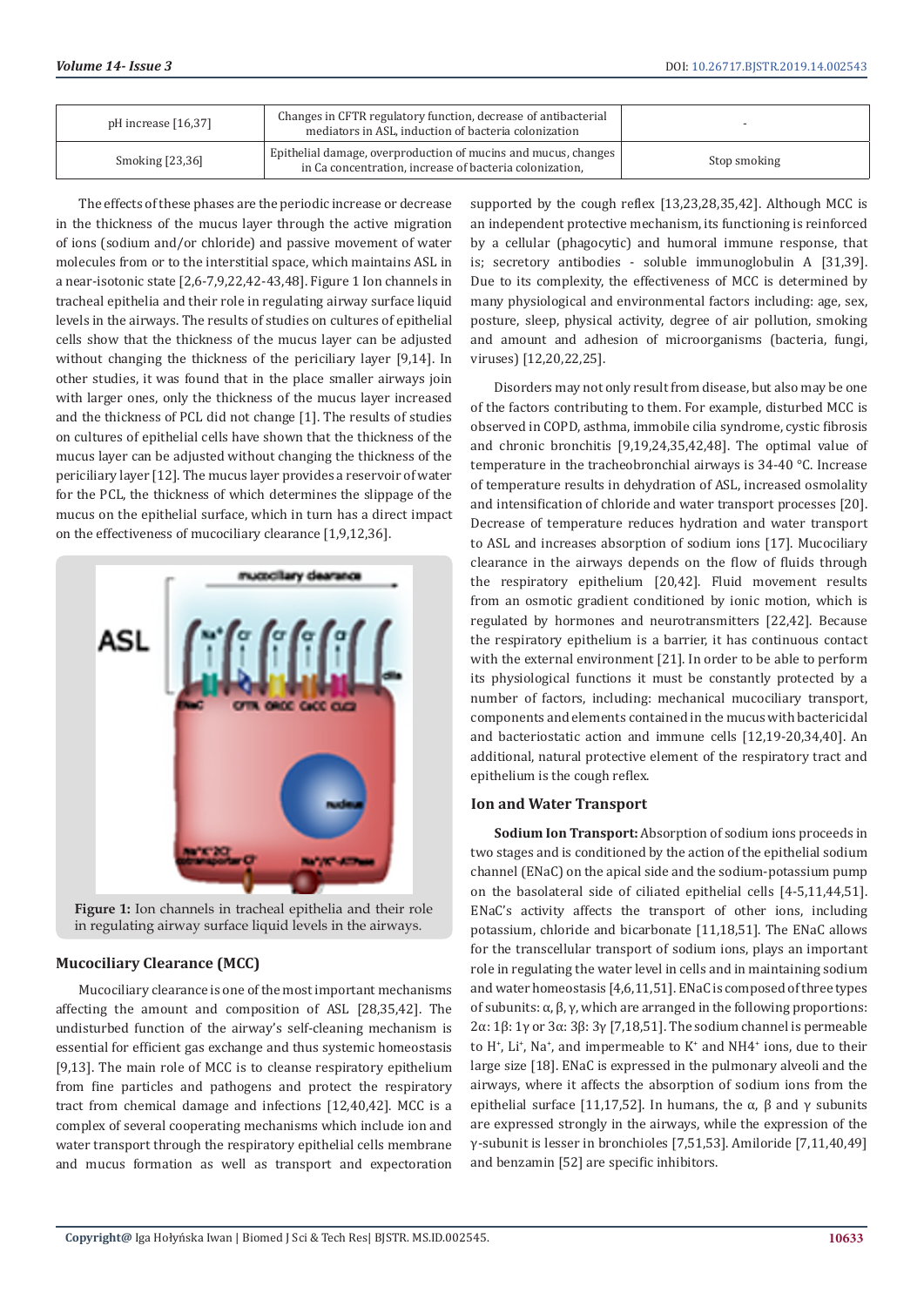| | | |
|---|---|---|
| pH increase [16,37] | Changes in CFTR regulatory function, decrease of antibacterial mediators in ASL, induction of bacteria colonization | - |
| Smoking [23,36] | Epithelial damage, overproduction of mucins and mucus, changes in Ca concentration, increase of bacteria colonization, | Stop smoking |

The effects of these phases are the periodic increase or decrease in the thickness of the mucus layer through the active migration of ions (sodium and/or chloride) and passive movement of water molecules from or to the interstitial space, which maintains ASL in a near-isotonic state [2,6-7,9,22,42-43,48]. Figure 1 Ion channels in tracheal epithelia and their role in regulating airway surface liquid levels in the airways. The results of studies on cultures of epithelial cells show that the thickness of the mucus layer can be adjusted without changing the thickness of the periciliary layer [9,14]. In other studies, it was found that in the place smaller airways join with larger ones, only the thickness of the mucus layer increased and the thickness of PCL did not change [1]. The results of studies on cultures of epithelial cells have shown that the thickness of the mucus layer can be adjusted without changing the thickness of the periciliary layer [12]. The mucus layer provides a reservoir of water for the PCL, the thickness of which determines the slippage of the mucus on the epithelial surface, which in turn has a direct impact on the effectiveness of mucociliary clearance [1,9,12,36].

mucociliary clearance

ASL

$Na^+$ $Cl^-$ $Cl^-$ $Cl^-$ $Cl^-$

cilia

ENaC CFTR ORCC CaCC CLC2

nucleus

$Na^+K^+2Cl^-$ cotransporter $Cl^-$

$Na^+/K^+$-ATPase

**Figure 1:** Ion channels in tracheal epithelia and their role in regulating airway surface liquid levels in the airways.

## Mucociliary Clearance (MCC)

Mucociliary clearance is one of the most important mechanisms affecting the amount and composition of ASL [28,35,42]. The undisturbed function of the airway's self-cleaning mechanism is essential for efficient gas exchange and thus systemic homeostasis [9,13]. The main role of MCC is to cleanse respiratory epithelium from fine particles and pathogens and protect the respiratory tract from chemical damage and infections [12,40,42]. MCC is a complex of several cooperating mechanisms which include ion and water transport through the respiratory epithelial cells membrane and mucus formation as well as transport and expectoration supported by the cough reflex [13,23,28,35,42]. Although MCC is an independent protective mechanism, its functioning is reinforced by a cellular (phagocytic) and humoral immune response, that is; secretory antibodies - soluble immunoglobulin A [31,39]. Due to its complexity, the effectiveness of MCC is determined by many physiological and environmental factors including: age, sex, posture, sleep, physical activity, degree of air pollution, smoking and amount and adhesion of microorganisms (bacteria, fungi, viruses) [12,20,22,25].

Disorders may not only result from disease, but also may be one of the factors contributing to them. For example, disturbed MCC is observed in COPD, asthma, immobile cilia syndrome, cystic fibrosis and chronic bronchitis [9,19,24,35,42,48]. The optimal value of temperature in the tracheobronchial airways is 34-40 °C. Increase of temperature results in dehydration of ASL, increased osmolality and intensification of chloride and water transport processes [20]. Decrease of temperature reduces hydration and water transport to ASL and increases absorption of sodium ions [17]. Mucociliary clearance in the airways depends on the flow of fluids through the respiratory epithelium [20,42]. Fluid movement results from an osmotic gradient conditioned by ionic motion, which is regulated by hormones and neurotransmitters [22,42]. Because the respiratory epithelium is a barrier, it has continuous contact with the external environment [21]. In order to be able to perform its physiological functions it must be constantly protected by a number of factors, including: mechanical mucociliary transport, components and elements contained in the mucus with bactericidal and bacteriostatic action and immune cells [12,19-20,34,40]. An additional, natural protective element of the respiratory tract and epithelium is the cough reflex.

## Ion and Water Transport

**Sodium Ion Transport:** Absorption of sodium ions proceeds in two stages and is conditioned by the action of the epithelial sodium channel (ENaC) on the apical side and the sodium-potassium pump on the basolateral side of ciliated epithelial cells [4-5,11,44,51]. ENaC's activity affects the transport of other ions, including potassium, chloride and bicarbonate [11,18,51]. The ENaC allows for the transcellular transport of sodium ions, plays an important role in regulating the water level in cells and in maintaining sodium and water homeostasis [4,6,11,51]. ENaC is composed of three types of subunits: α, β, γ, which are arranged in the following proportions: 2α: 1β: 1γ or 3α: 3β: 3γ [7,18,51]. The sodium channel is permeable to $H^+$, $Li^+$, $Na^+$, and impermeable to $K^+$ and $NH4^+$ ions, due to their large size [18]. ENaC is expressed in the pulmonary alveoli and the airways, where it affects the absorption of sodium ions from the epithelial surface [11,17,52]. In humans, the α, β and γ subunits are expressed strongly in the airways, while the expression of the γ-subunit is lesser in bronchioles [7,51,53]. Amiloride [7,11,40,49] and benzamin [52] are specific inhibitors.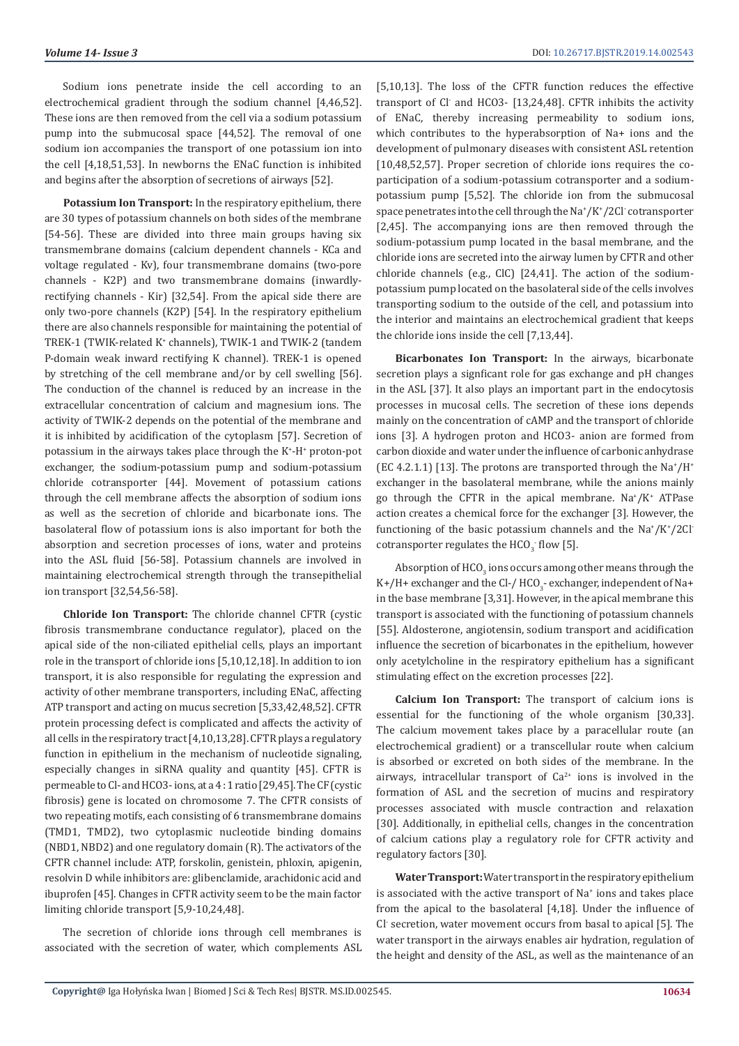Sodium ions penetrate inside the cell according to an electrochemical gradient through the sodium channel [4,46,52]. These ions are then removed from the cell via a sodium potassium pump into the submucosal space [44,52]. The removal of one sodium ion accompanies the transport of one potassium ion into the cell [4,18,51,53]. In newborns the ENaC function is inhibited and begins after the absorption of secretions of airways [52].

**Potassium Ion Transport:** In the respiratory epithelium, there are 30 types of potassium channels on both sides of the membrane [54-56]. These are divided into three main groups having six transmembrane domains (calcium dependent channels - KCa and voltage regulated - Kv), four transmembrane domains (two-pore channels - K2P) and two transmembrane domains (inwardly-rectifying channels - Kir) [32,54]. From the apical side there are only two-pore channels (K2P) [54]. In the respiratory epithelium there are also channels responsible for maintaining the potential of TREK-1 (TWIK-related $K^+$ channels), TWIK-1 and TWIK-2 (tandem P-domain weak inward rectifying K channel). TREK-1 is opened by stretching of the cell membrane and/or by cell swelling [56]. The conduction of the channel is reduced by an increase in the extracellular concentration of calcium and magnesium ions. The activity of TWIK-2 depends on the potential of the membrane and it is inhibited by acidification of the cytoplasm [57]. Secretion of potassium in the airways takes place through the $K^+$-$H^+$ proton-pot exchanger, the sodium-potassium pump and sodium-potassium chloride cotransporter [44]. Movement of potassium cations through the cell membrane affects the absorption of sodium ions as well as the secretion of chloride and bicarbonate ions. The basolateral flow of potassium ions is also important for both the absorption and secretion processes of ions, water and proteins into the ASL fluid [56-58]. Potassium channels are involved in maintaining electrochemical strength through the transepithelial ion transport [32,54,56-58].

**Chloride Ion Transport:** The chloride channel CFTR (cystic fibrosis transmembrane conductance regulator), placed on the apical side of the non-ciliated epithelial cells, plays an important role in the transport of chloride ions [5,10,12,18]. In addition to ion transport, it is also responsible for regulating the expression and activity of other membrane transporters, including ENaC, affecting ATP transport and acting on mucus secretion [5,33,42,48,52]. CFTR protein processing defect is complicated and affects the activity of all cells in the respiratory tract [4,10,13,28]. CFTR plays a regulatory function in epithelium in the mechanism of nucleotide signaling, especially changes in siRNA quality and quantity [45]. CFTR is permeable to Cl- and HCO3- ions, at a 4 : 1 ratio [29,45]. The CF (cystic fibrosis) gene is located on chromosome 7. The CFTR consists of two repeating motifs, each consisting of 6 transmembrane domains (TMD1, TMD2), two cytoplasmic nucleotide binding domains (NBD1, NBD2) and one regulatory domain (R). The activators of the CFTR channel include: ATP, forskolin, genistein, phloxin, apigenin, resolvin D while inhibitors are: glibenclamide, arachidonic acid and ibuprofen [45]. Changes in CFTR activity seem to be the main factor limiting chloride transport [5,9-10,24,48].

The secretion of chloride ions through cell membranes is associated with the secretion of water, which complements ASL [5,10,13]. The loss of the CFTR function reduces the effective transport of $Cl^-$ and HCO3- [13,24,48]. CFTR inhibits the activity of ENaC, thereby increasing permeability to sodium ions, which contributes to the hyperabsorption of Na+ ions and the development of pulmonary diseases with consistent ASL retention [10,48,52,57]. Proper secretion of chloride ions requires the co-participation of a sodium-potassium cotransporter and a sodium-potassium pump [5,52]. The chloride ion from the submucosal space penetrates into the cell through the $Na^+/K^+/2Cl^-$ cotransporter [2,45]. The accompanying ions are then removed through the sodium-potassium pump located in the basal membrane, and the chloride ions are secreted into the airway lumen by CFTR and other chloride channels (e.g., ClC) [24,41]. The action of the sodium-potassium pump located on the basolateral side of the cells involves transporting sodium to the outside of the cell, and potassium into the interior and maintains an electrochemical gradient that keeps the chloride ions inside the cell [7,13,44].

**Bicarbonates Ion Transport:** In the airways, bicarbonate secretion plays a signficant role for gas exchange and pH changes in the ASL [37]. It also plays an important part in the endocytosis processes in mucosal cells. The secretion of these ions depends mainly on the concentration of cAMP and the transport of chloride ions [3]. A hydrogen proton and HCO3- anion are formed from carbon dioxide and water under the influence of carbonic anhydrase (EC 4.2.1.1) [13]. The protons are transported through the $Na^+/H^+$ exchanger in the basolateral membrane, while the anions mainly go through the CFTR in the apical membrane. $Na^+/K^+$ ATPase action creates a chemical force for the exchanger [3]. However, the functioning of the basic potassium channels and the $Na^+/K^+/2Cl^-$ cotransporter regulates the $HCO_3^-$ flow [5].

Absorption of $HCO_3$ ions occurs among other means through the K+/H+ exchanger and the Cl-/ $HCO_3$- exchanger, independent of Na+ in the base membrane [3,31]. However, in the apical membrane this transport is associated with the functioning of potassium channels [55]. Aldosterone, angiotensin, sodium transport and acidification influence the secretion of bicarbonates in the epithelium, however only acetylcholine in the respiratory epithelium has a significant stimulating effect on the excretion processes [22].

**Calcium Ion Transport:** The transport of calcium ions is essential for the functioning of the whole organism [30,33]. The calcium movement takes place by a paracellular route (an electrochemical gradient) or a transcellular route when calcium is absorbed or excreted on both sides of the membrane. In the airways, intracellular transport of $Ca^{2+}$ ions is involved in the formation of ASL and the secretion of mucins and respiratory processes associated with muscle contraction and relaxation [30]. Additionally, in epithelial cells, changes in the concentration of calcium cations play a regulatory role for CFTR activity and regulatory factors [30].

**Water Transport:** Water transport in the respiratory epithelium is associated with the active transport of $Na^+$ ions and takes place from the apical to the basolateral [4,18]. Under the influence of $Cl^-$ secretion, water movement occurs from basal to apical [5]. The water transport in the airways enables air hydration, regulation of the height and density of the ASL, as well as the maintenance of an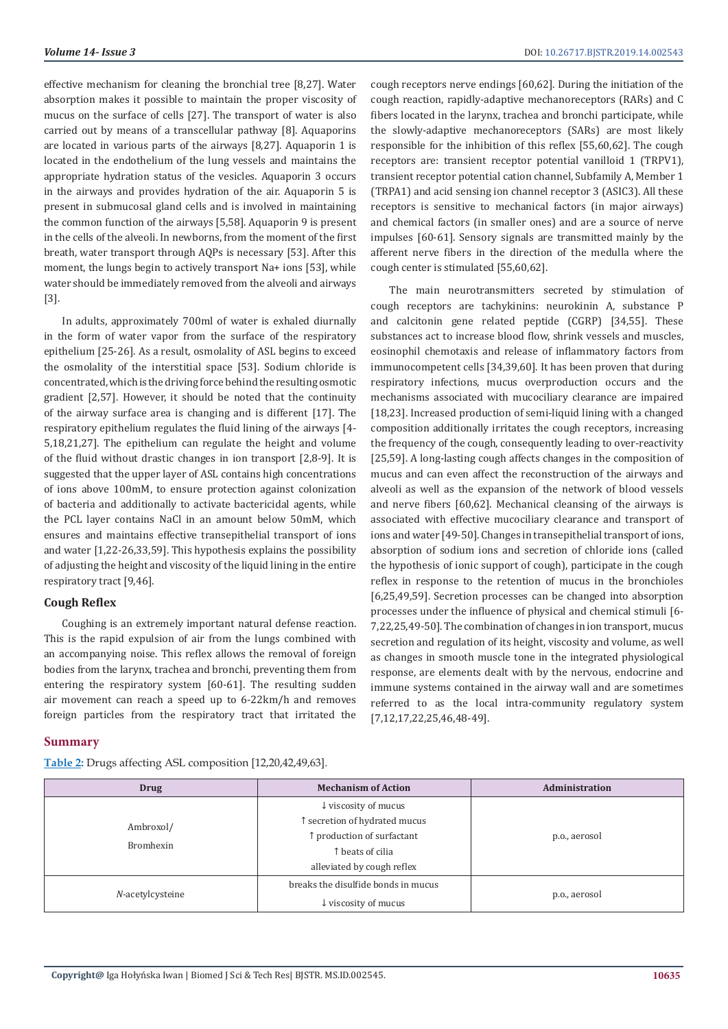effective mechanism for cleaning the bronchial tree [8,27]. Water absorption makes it possible to maintain the proper viscosity of mucus on the surface of cells [27]. The transport of water is also carried out by means of a transcellular pathway [8]. Aquaporins are located in various parts of the airways [8,27]. Aquaporin 1 is located in the endothelium of the lung vessels and maintains the appropriate hydration status of the vesicles. Aquaporin 3 occurs in the airways and provides hydration of the air. Aquaporin 5 is present in submucosal gland cells and is involved in maintaining the common function of the airways [5,58]. Aquaporin 9 is present in the cells of the alveoli. In newborns, from the moment of the first breath, water transport through AQPs is necessary [53]. After this moment, the lungs begin to actively transport Na+ ions [53], while water should be immediately removed from the alveoli and airways [3].

In adults, approximately 700ml of water is exhaled diurnally in the form of water vapor from the surface of the respiratory epithelium [25-26]. As a result, osmolality of ASL begins to exceed the osmolality of the interstitial space [53]. Sodium chloride is concentrated, which is the driving force behind the resulting osmotic gradient [2,57]. However, it should be noted that the continuity of the airway surface area is changing and is different [17]. The respiratory epithelium regulates the fluid lining of the airways [4-5,18,21,27]. The epithelium can regulate the height and volume of the fluid without drastic changes in ion transport [2,8-9]. It is suggested that the upper layer of ASL contains high concentrations of ions above 100mM, to ensure protection against colonization of bacteria and additionally to activate bactericidal agents, while the PCL layer contains NaCl in an amount below 50mM, which ensures and maintains effective transepithelial transport of ions and water [1,22-26,33,59]. This hypothesis explains the possibility of adjusting the height and viscosity of the liquid lining in the entire respiratory tract [9,46].

### Cough Reflex

Coughing is an extremely important natural defense reaction. This is the rapid expulsion of air from the lungs combined with an accompanying noise. This reflex allows the removal of foreign bodies from the larynx, trachea and bronchi, preventing them from entering the respiratory system [60-61]. The resulting sudden air movement can reach a speed up to 6-22km/h and removes foreign particles from the respiratory tract that irritated the cough receptors nerve endings [60,62]. During the initiation of the cough reaction, rapidly-adaptive mechanoreceptors (RARs) and C fibers located in the larynx, trachea and bronchi participate, while the slowly-adaptive mechanoreceptors (SARs) are most likely responsible for the inhibition of this reflex [55,60,62]. The cough receptors are: transient receptor potential vanilloid 1 (TRPV1), transient receptor potential cation channel, Subfamily A, Member 1 (TRPA1) and acid sensing ion channel receptor 3 (ASIC3). All these receptors is sensitive to mechanical factors (in major airways) and chemical factors (in smaller ones) and are a source of nerve impulses [60-61]. Sensory signals are transmitted mainly by the afferent nerve fibers in the direction of the medulla where the cough center is stimulated [55,60,62].

The main neurotransmitters secreted by stimulation of cough receptors are tachykinins: neurokinin A, substance P and calcitonin gene related peptide (CGRP) [34,55]. These substances act to increase blood flow, shrink vessels and muscles, eosinophil chemotaxis and release of inflammatory factors from immunocompetent cells [34,39,60]. It has been proven that during respiratory infections, mucus overproduction occurs and the mechanisms associated with mucociliary clearance are impaired [18,23]. Increased production of semi-liquid lining with a changed composition additionally irritates the cough receptors, increasing the frequency of the cough, consequently leading to over-reactivity [25,59]. A long-lasting cough affects changes in the composition of mucus and can even affect the reconstruction of the airways and alveoli as well as the expansion of the network of blood vessels and nerve fibers [60,62]. Mechanical cleansing of the airways is associated with effective mucociliary clearance and transport of ions and water [49-50]. Changes in transepithelial transport of ions, absorption of sodium ions and secretion of chloride ions (called the hypothesis of ionic support of cough), participate in the cough reflex in response to the retention of mucus in the bronchioles [6,25,49,59]. Secretion processes can be changed into absorption processes under the influence of physical and chemical stimuli [6-7,22,25,49-50]. The combination of changes in ion transport, mucus secretion and regulation of its height, viscosity and volume, as well as changes in smooth muscle tone in the integrated physiological response, are elements dealt with by the nervous, endocrine and immune systems contained in the airway wall and are sometimes referred to as the local intra-community regulatory system [7,12,17,22,25,46,48-49].

## Summary

**Table 2:** Drugs affecting ASL composition [12,20,42,49,63].

| Drug | Mechanism of Action | Administration |
|---|---|---|
| Ambroxol/ Bromhexin | ↓ viscosity of mucus<br>↑ secretion of hydrated mucus<br>↑ production of surfactant<br>↑ beats of cilia<br>alleviated by cough reflex | p.o., aerosol |
| *N*-acetylcysteine | breaks the disulfide bonds in mucus<br>↓ viscosity of mucus | p.o., aerosol |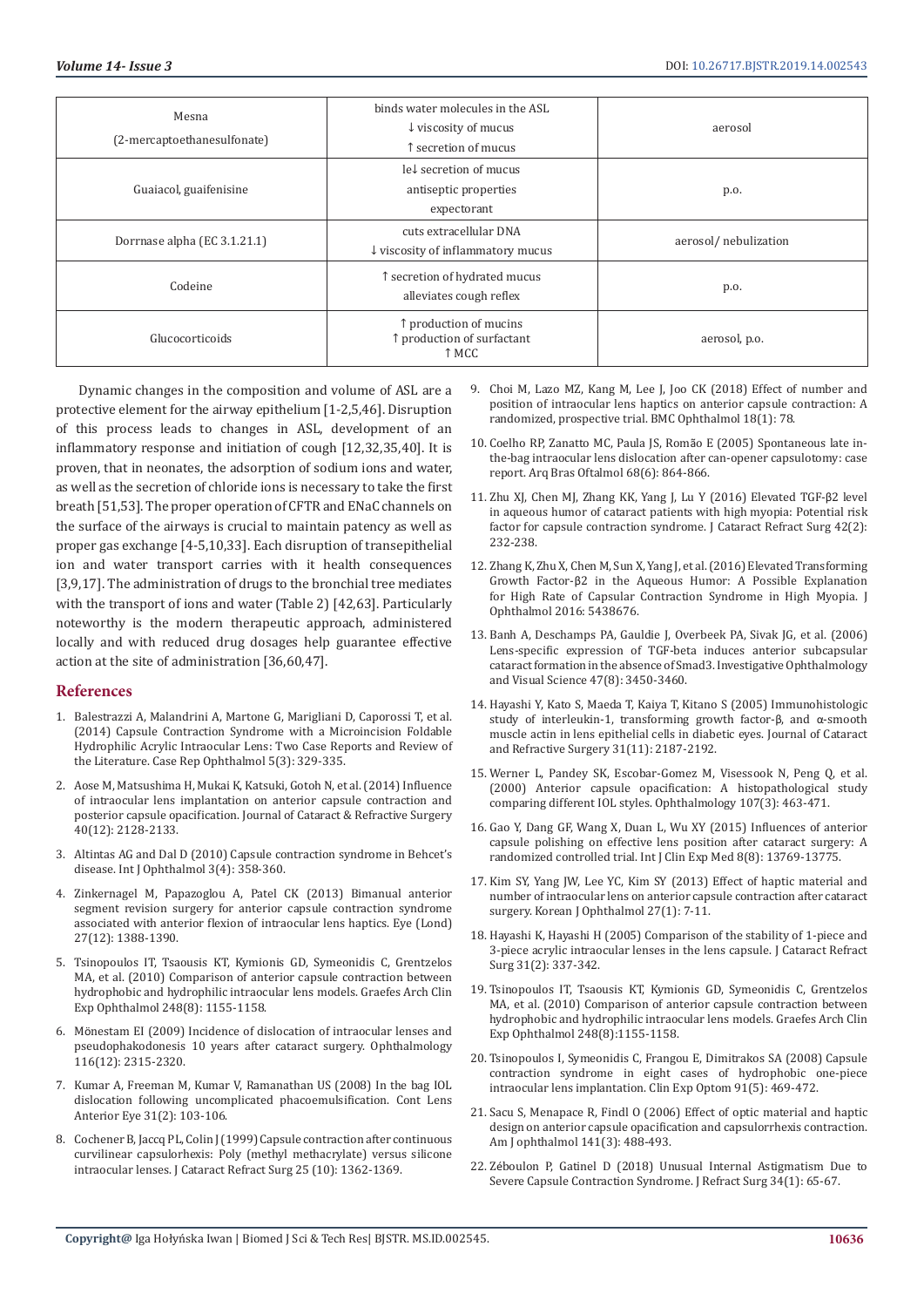| | | |
|---|---|---|
| Mesna (2-mercaptoethanesulfonate) | binds water molecules in the ASL ↓ viscosity of mucus ↑ secretion of mucus | aerosol |
| Guaiacol, guaifenisine | le↓ secretion of mucus antiseptic properties expectorant | p.o. |
| Dorrnase alpha (EC 3.1.21.1) | cuts extracellular DNA ↓ viscosity of inflammatory mucus | aerosol/ nebulization |
| Codeine | ↑ secretion of hydrated mucus alleviates cough reflex | p.o. |
| Glucocorticoids | ↑ production of mucins ↑ production of surfactant ↑ MCC | aerosol, p.o. |

Dynamic changes in the composition and volume of ASL are a protective element for the airway epithelium [1-2,5,46]. Disruption of this process leads to changes in ASL, development of an inflammatory response and initiation of cough [12,32,35,40]. It is proven, that in neonates, the adsorption of sodium ions and water, as well as the secretion of chloride ions is necessary to take the first breath [51,53]. The proper operation of CFTR and ENaC channels on the surface of the airways is crucial to maintain patency as well as proper gas exchange [4-5,10,33]. Each disruption of transepithelial ion and water transport carries with it health consequences [3,9,17]. The administration of drugs to the bronchial tree mediates with the transport of ions and water (Table 2) [42,63]. Particularly noteworthy is the modern therapeutic approach, administered locally and with reduced drug dosages help guarantee effective action at the site of administration [36,60,47].

## References

1. Balestrazzi A, Malandrini A, Martone G, Marigliani D, Caporossi T, et al. (2014) Capsule Contraction Syndrome with a Microincision Foldable Hydrophilic Acrylic Intraocular Lens: Two Case Reports and Review of the Literature. Case Rep Ophthalmol 5(3): 329-335.
2. Aose M, Matsushima H, Mukai K, Katsuki, Gotoh N, et al. (2014) Influence of intraocular lens implantation on anterior capsule contraction and posterior capsule opacification. Journal of Cataract & Refractive Surgery 40(12): 2128-2133.
3. Altintas AG and Dal D (2010) Capsule contraction syndrome in Behcet's disease. Int J Ophthalmol 3(4): 358-360.
4. Zinkernagel M, Papazoglou A, Patel CK (2013) Bimanual anterior segment revision surgery for anterior capsule contraction syndrome associated with anterior flexion of intraocular lens haptics. Eye (Lond) 27(12): 1388-1390.
5. Tsinopoulos IT, Tsaousis KT, Kymionis GD, Symeonidis C, Grentzelos MA, et al. (2010) Comparison of anterior capsule contraction between hydrophobic and hydrophilic intraocular lens models. Graefes Arch Clin Exp Ophthalmol 248(8): 1155-1158.
6. Mönestam EI (2009) Incidence of dislocation of intraocular lenses and pseudophakodonesis 10 years after cataract surgery. Ophthalmology 116(12): 2315-2320.
7. Kumar A, Freeman M, Kumar V, Ramanathan US (2008) In the bag IOL dislocation following uncomplicated phacoemulsification. Cont Lens Anterior Eye 31(2): 103-106.
8. Cochener B, Jaccq PL, Colin J (1999) Capsule contraction after continuous curvilinear capsulorhexis: Poly (methyl methacrylate) versus silicone intraocular lenses. J Cataract Refract Surg 25 (10): 1362-1369.
9. Choi M, Lazo MZ, Kang M, Lee J, Joo CK (2018) Effect of number and position of intraocular lens haptics on anterior capsule contraction: A randomized, prospective trial. BMC Ophthalmol 18(1): 78.
10. Coelho RP, Zanatto MC, Paula JS, Romão E (2005) Spontaneous late in-the-bag intraocular lens dislocation after can-opener capsulotomy: case report. Arq Bras Oftalmol 68(6): 864-866.
11. Zhu XJ, Chen MJ, Zhang KK, Yang J, Lu Y (2016) Elevated TGF-β2 level in aqueous humor of cataract patients with high myopia: Potential risk factor for capsule contraction syndrome. J Cataract Refract Surg 42(2): 232-238.
12. Zhang K, Zhu X, Chen M, Sun X, Yang J, et al. (2016) Elevated Transforming Growth Factor-β2 in the Aqueous Humor: A Possible Explanation for High Rate of Capsular Contraction Syndrome in High Myopia. J Ophthalmol 2016: 5438676.
13. Banh A, Deschamps PA, Gauldie J, Overbeek PA, Sivak JG, et al. (2006) Lens-specific expression of TGF-beta induces anterior subcapsular cataract formation in the absence of Smad3. Investigative Ophthalmology and Visual Science 47(8): 3450-3460.
14. Hayashi Y, Kato S, Maeda T, Kaiya T, Kitano S (2005) Immunohistologic study of interleukin-1, transforming growth factor-β, and α-smooth muscle actin in lens epithelial cells in diabetic eyes. Journal of Cataract and Refractive Surgery 31(11): 2187-2192.
15. Werner L, Pandey SK, Escobar-Gomez M, Visessook N, Peng Q, et al. (2000) Anterior capsule opacification: A histopathological study comparing different IOL styles. Ophthalmology 107(3): 463-471.
16. Gao Y, Dang GF, Wang X, Duan L, Wu XY (2015) Influences of anterior capsule polishing on effective lens position after cataract surgery: A randomized controlled trial. Int J Clin Exp Med 8(8): 13769-13775.
17. Kim SY, Yang JW, Lee YC, Kim SY (2013) Effect of haptic material and number of intraocular lens on anterior capsule contraction after cataract surgery. Korean J Ophthalmol 27(1): 7-11.
18. Hayashi K, Hayashi H (2005) Comparison of the stability of 1-piece and 3-piece acrylic intraocular lenses in the lens capsule. J Cataract Refract Surg 31(2): 337-342.
19. Tsinopoulos IT, Tsaousis KT, Kymionis GD, Symeonidis C, Grentzelos MA, et al. (2010) Comparison of anterior capsule contraction between hydrophobic and hydrophilic intraocular lens models. Graefes Arch Clin Exp Ophthalmol 248(8):1155-1158.
20. Tsinopoulos I, Symeonidis C, Frangou E, Dimitrakos SA (2008) Capsule contraction syndrome in eight cases of hydrophobic one-piece intraocular lens implantation. Clin Exp Optom 91(5): 469-472.
21. Sacu S, Menapace R, Findl O (2006) Effect of optic material and haptic design on anterior capsule opacification and capsulorrhexis contraction. Am J ophthalmol 141(3): 488-493.
22. Zéboulon P, Gatinel D (2018) Unusual Internal Astigmatism Due to Severe Capsule Contraction Syndrome. J Refract Surg 34(1): 65-67.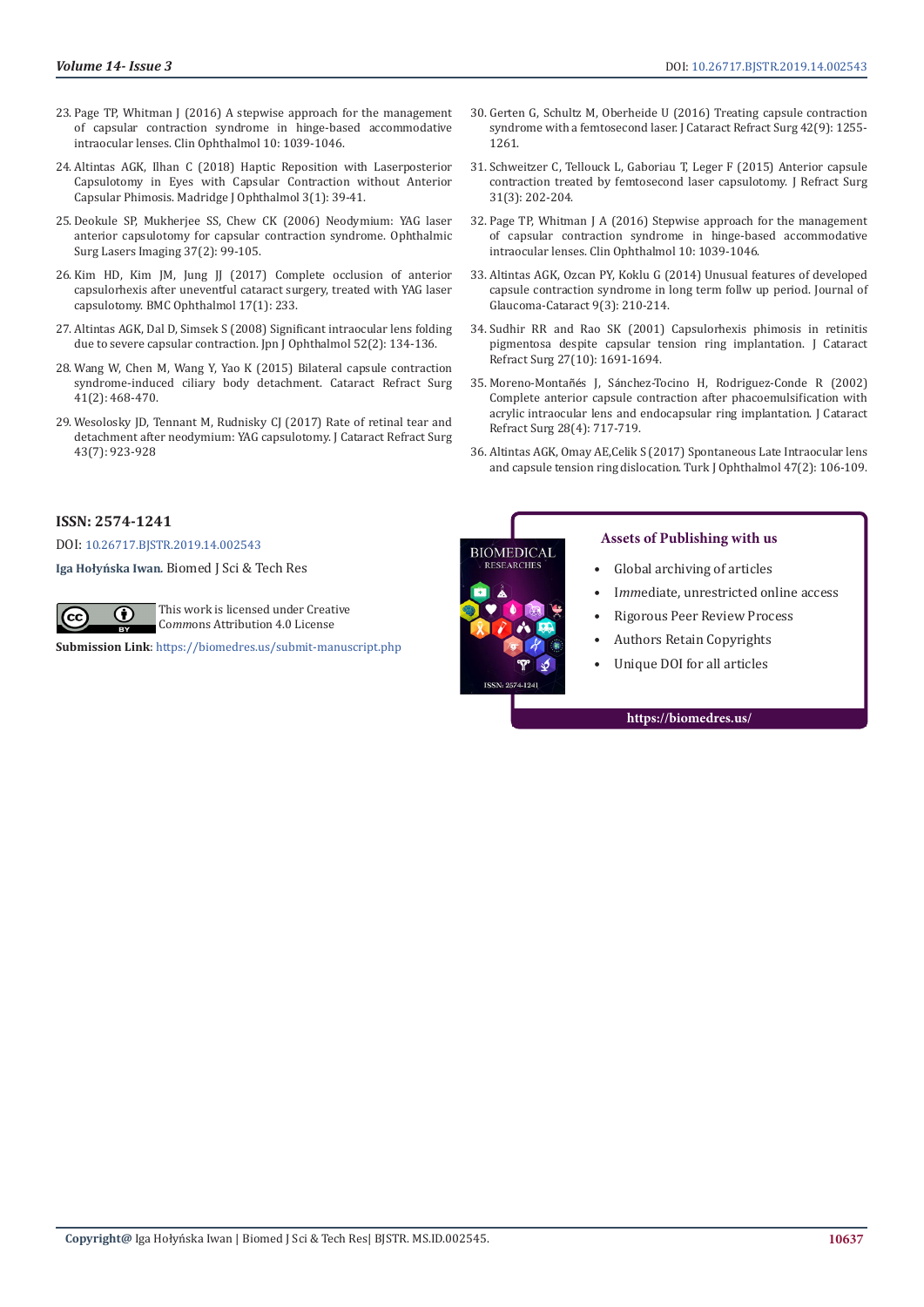23. Page TP, Whitman J (2016) A stepwise approach for the management of capsular contraction syndrome in hinge-based accommodative intraocular lenses. Clin Ophthalmol 10: 1039-1046.
24. Altintas AGK, Ilhan C (2018) Haptic Reposition with Laserposterior Capsulotomy in Eyes with Capsular Contraction without Anterior Capsular Phimosis. Madridge J Ophthalmol 3(1): 39-41.
25. Deokule SP, Mukherjee SS, Chew CK (2006) Neodymium: YAG laser anterior capsulotomy for capsular contraction syndrome. Ophthalmic Surg Lasers Imaging 37(2): 99-105.
26. Kim HD, Kim JM, Jung JJ (2017) Complete occlusion of anterior capsulorhexis after uneventful cataract surgery, treated with YAG laser capsulotomy. BMC Ophthalmol 17(1): 233.
27. Altintas AGK, Dal D, Simsek S (2008) Significant intraocular lens folding due to severe capsular contraction. Jpn J Ophthalmol 52(2): 134-136.
28. Wang W, Chen M, Wang Y, Yao K (2015) Bilateral capsule contraction syndrome-induced ciliary body detachment. Cataract Refract Surg 41(2): 468-470.
29. Wesolosky JD, Tennant M, Rudnisky CJ (2017) Rate of retinal tear and detachment after neodymium: YAG capsulotomy. J Cataract Refract Surg 43(7): 923-928
30. Gerten G, Schultz M, Oberheide U (2016) Treating capsule contraction syndrome with a femtosecond laser. J Cataract Refract Surg 42(9): 1255-1261.
31. Schweitzer C, Tellouck L, Gaboriau T, Leger F (2015) Anterior capsule contraction treated by femtosecond laser capsulotomy. J Refract Surg 31(3): 202-204.
32. Page TP, Whitman J A (2016) Stepwise approach for the management of capsular contraction syndrome in hinge-based accommodative intraocular lenses. Clin Ophthalmol 10: 1039-1046.
33. Altintas AGK, Ozcan PY, Koklu G (2014) Unusual features of developed capsule contraction syndrome in long term follw up period. Journal of Glaucoma-Cataract 9(3): 210-214.
34. Sudhir RR and Rao SK (2001) Capsulorhexis phimosis in retinitis pigmentosa despite capsular tension ring implantation. J Cataract Refract Surg 27(10): 1691-1694.
35. Moreno-Montañés J, Sánchez-Tocino H, Rodriguez-Conde R (2002) Complete anterior capsule contraction after phacoemulsification with acrylic intraocular lens and endocapsular ring implantation. J Cataract Refract Surg 28(4): 717-719.
36. Altintas AGK, Omay AE,Celik S (2017) Spontaneous Late Intraocular lens and capsule tension ring dislocation. Turk J Ophthalmol 47(2): 106-109.

**ISSN: 2574-1241**

DOI: 10.26717.BJSTR.2019.14.002543

**Iga Hołyńska Iwan.** Biomed J Sci & Tech Res

This work is licensed under Creative Commons Attribution 4.0 License

**Submission Link**: https://biomedres.us/submit-manuscript.php

**Assets of Publishing with us**

- Global archiving of articles
- Immediate, unrestricted online access
- Rigorous Peer Review Process
- Authors Retain Copyrights
- Unique DOI for all articles

**https://biomedres.us/**